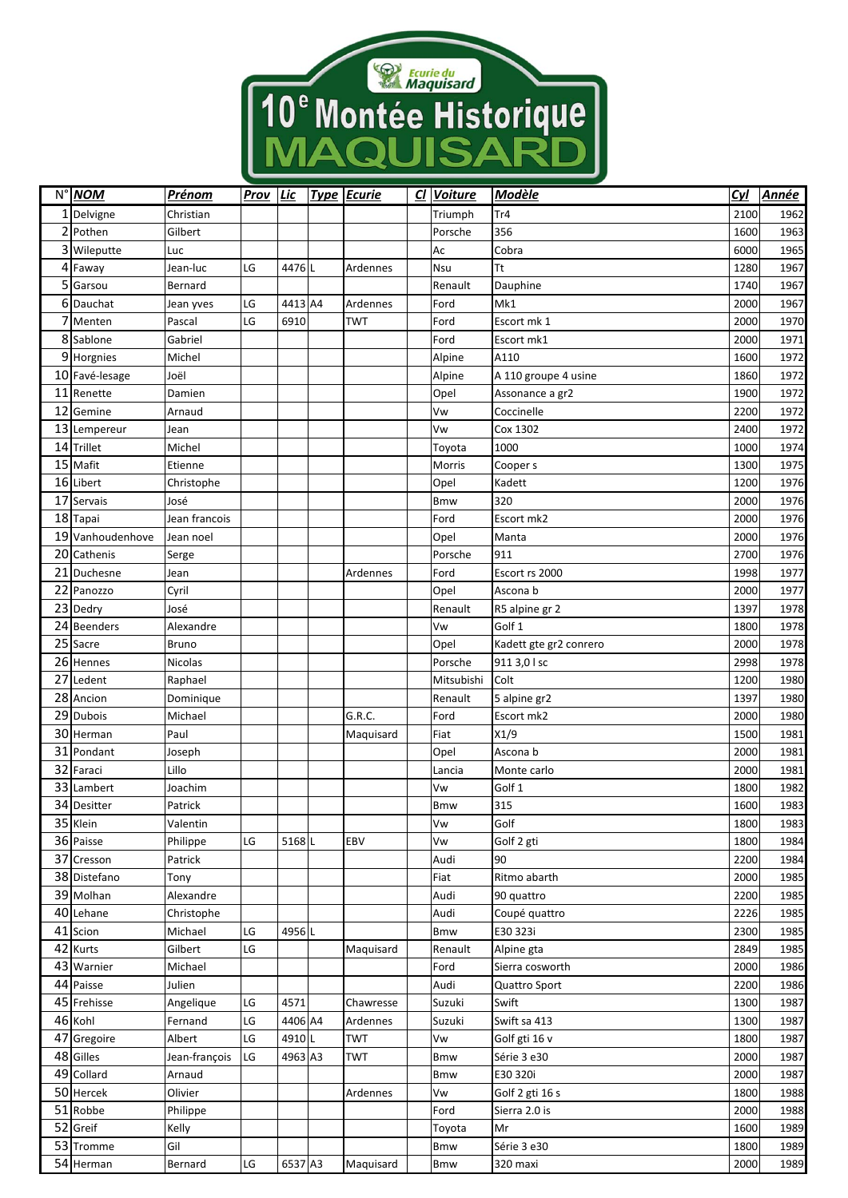# Ecurie du Maquisard

# 10[e] Montée Historique MAQUISARD

| N° | NOM | Prénom | Prov | Lic | Type | Ecurie | Cl | Voiture | Modèle | Cyl | Année |
|---|---|---|---|---|---|---|---|---|---|---|---|
| 1 | Delvigne | Christian | | | | | | Triumph | Tr4 | 2100 | 1962 |
| 2 | Pothen | Gilbert | | | | | | Porsche | 356 | 1600 | 1963 |
| 3 | Wileputte | Luc | | | | | | Ac | Cobra | 6000 | 1965 |
| 4 | Faway | Jean-luc | LG | 4476 | L | Ardennes | | Nsu | Tt | 1280 | 1967 |
| 5 | Garsou | Bernard | | | | | | Renault | Dauphine | 1740 | 1967 |
| 6 | Dauchat | Jean yves | LG | 4413 | A4 | Ardennes | | Ford | Mk1 | 2000 | 1967 |
| 7 | Menten | Pascal | LG | 6910 | | TWT | | Ford | Escort mk 1 | 2000 | 1970 |
| 8 | Sablone | Gabriel | | | | | | Ford | Escort mk1 | 2000 | 1971 |
| 9 | Horgnies | Michel | | | | | | Alpine | A110 | 1600 | 1972 |
| 10 | Favé-lesage | Joël | | | | | | Alpine | A 110 groupe 4 usine | 1860 | 1972 |
| 11 | Renette | Damien | | | | | | Opel | Assonance a gr2 | 1900 | 1972 |
| 12 | Gemine | Arnaud | | | | | | Vw | Coccinelle | 2200 | 1972 |
| 13 | Lempereur | Jean | | | | | | Vw | Cox 1302 | 2400 | 1972 |
| 14 | Trillet | Michel | | | | | | Toyota | 1000 | 1000 | 1974 |
| 15 | Mafit | Etienne | | | | | | Morris | Cooper s | 1300 | 1975 |
| 16 | Libert | Christophe | | | | | | Opel | Kadett | 1200 | 1976 |
| 17 | Servais | José | | | | | | Bmw | 320 | 2000 | 1976 |
| 18 | Tapai | Jean francois | | | | | | Ford | Escort mk2 | 2000 | 1976 |
| 19 | Vanhoudenhove | Jean noel | | | | | | Opel | Manta | 2000 | 1976 |
| 20 | Cathenis | Serge | | | | | | Porsche | 911 | 2700 | 1976 |
| 21 | Duchesne | Jean | | | | Ardennes | | Ford | Escort rs 2000 | 1998 | 1977 |
| 22 | Panozzo | Cyril | | | | | | Opel | Ascona b | 2000 | 1977 |
| 23 | Dedry | José | | | | | | Renault | R5 alpine gr 2 | 1397 | 1978 |
| 24 | Beenders | Alexandre | | | | | | Vw | Golf 1 | 1800 | 1978 |
| 25 | Sacre | Bruno | | | | | | Opel | Kadett gte gr2 conrero | 2000 | 1978 |
| 26 | Hennes | Nicolas | | | | | | Porsche | 911 3,0 l sc | 2998 | 1978 |
| 27 | Ledent | Raphael | | | | | | Mitsubishi | Colt | 1200 | 1980 |
| 28 | Ancion | Dominique | | | | | | Renault | 5 alpine gr2 | 1397 | 1980 |
| 29 | Dubois | Michael | | | | G.R.C. | | Ford | Escort mk2 | 2000 | 1980 |
| 30 | Herman | Paul | | | | Maquisard | | Fiat | X1/9 | 1500 | 1981 |
| 31 | Pondant | Joseph | | | | | | Opel | Ascona b | 2000 | 1981 |
| 32 | Faraci | Lillo | | | | | | Lancia | Monte carlo | 2000 | 1981 |
| 33 | Lambert | Joachim | | | | | | Vw | Golf 1 | 1800 | 1982 |
| 34 | Desitter | Patrick | | | | | | Bmw | 315 | 1600 | 1983 |
| 35 | Klein | Valentin | | | | | | Vw | Golf | 1800 | 1983 |
| 36 | Paisse | Philippe | LG | 5168 | L | EBV | | Vw | Golf 2 gti | 1800 | 1984 |
| 37 | Cresson | Patrick | | | | | | Audi | 90 | 2200 | 1984 |
| 38 | Distefano | Tony | | | | | | Fiat | Ritmo abarth | 2000 | 1985 |
| 39 | Molhan | Alexandre | | | | | | Audi | 90 quattro | 2200 | 1985 |
| 40 | Lehane | Christophe | | | | | | Audi | Coupé quattro | 2226 | 1985 |
| 41 | Scion | Michael | LG | 4956 | L | | | Bmw | E30 323i | 2300 | 1985 |
| 42 | Kurts | Gilbert | LG | | | Maquisard | | Renault | Alpine gta | 2849 | 1985 |
| 43 | Warnier | Michael | | | | | | Ford | Sierra cosworth | 2000 | 1986 |
| 44 | Paisse | Julien | | | | | | Audi | Quattro Sport | 2200 | 1986 |
| 45 | Frehisse | Angelique | LG | 4571 | | Chawresse | | Suzuki | Swift | 1300 | 1987 |
| 46 | Kohl | Fernand | LG | 4406 | A4 | Ardennes | | Suzuki | Swift sa 413 | 1300 | 1987 |
| 47 | Gregoire | Albert | LG | 4910 | L | TWT | | Vw | Golf gti 16 v | 1800 | 1987 |
| 48 | Gilles | Jean-françois | LG | 4963 | A3 | TWT | | Bmw | Série 3 e30 | 2000 | 1987 |
| 49 | Collard | Arnaud | | | | | | Bmw | E30 320i | 2000 | 1987 |
| 50 | Hercek | Olivier | | | | Ardennes | | Vw | Golf 2 gti 16 s | 1800 | 1988 |
| 51 | Robbe | Philippe | | | | | | Ford | Sierra 2.0 is | 2000 | 1988 |
| 52 | Greif | Kelly | | | | | | Toyota | Mr | 1600 | 1989 |
| 53 | Tromme | Gil | | | | | | Bmw | Série 3 e30 | 1800 | 1989 |
| 54 | Herman | Bernard | LG | 6537 | A3 | Maquisard | | Bmw | 320 maxi | 2000 | 1989 |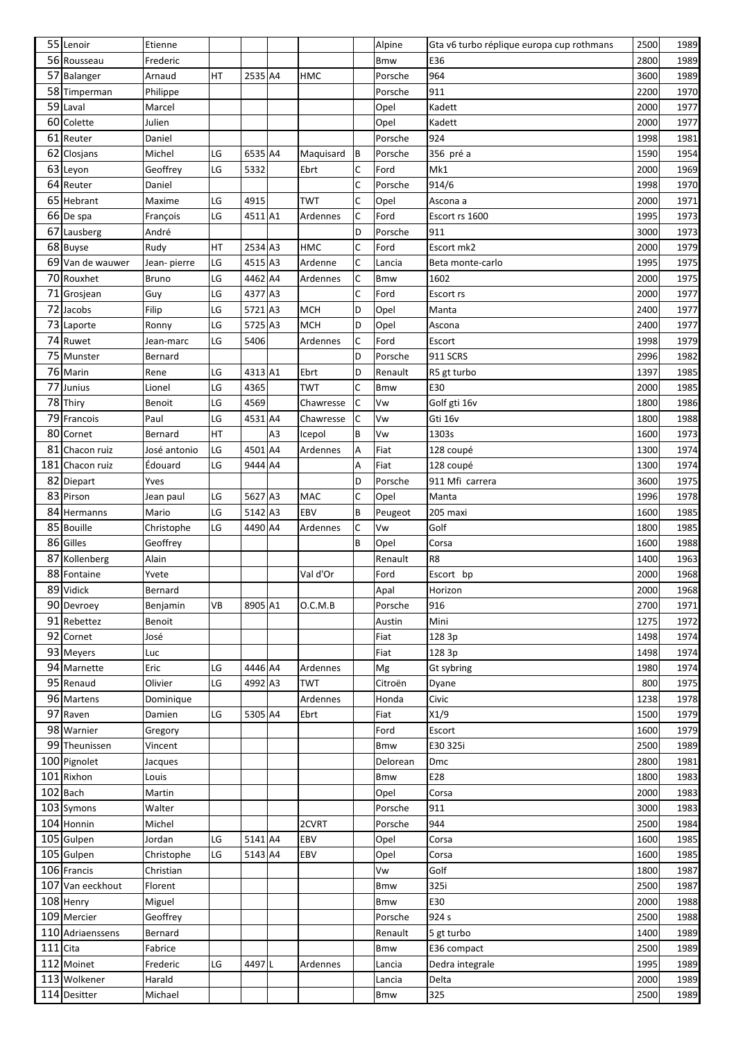| | | | | | | | | | | | |
|---|---|---|---|---|---|---|---|---|---|---|---|
| 55 | Lenoir | Etienne | | | | | | Alpine | Gta v6 turbo réplique europa cup rothmans | 2500 | 1989 |
| 56 | Rousseau | Frederic | | | | | | Bmw | E36 | 2800 | 1989 |
| 57 | Balanger | Arnaud | HT | 2535 | A4 | HMC | | Porsche | 964 | 3600 | 1989 |
| 58 | Timperman | Philippe | | | | | | Porsche | 911 | 2200 | 1970 |
| 59 | Laval | Marcel | | | | | | Opel | Kadett | 2000 | 1977 |
| 60 | Colette | Julien | | | | | | Opel | Kadett | 2000 | 1977 |
| 61 | Reuter | Daniel | | | | | | Porsche | 924 | 1998 | 1981 |
| 62 | Closjans | Michel | LG | 6535 | A4 | Maquisard | B | Porsche | 356 pré a | 1590 | 1954 |
| 63 | Leyon | Geoffrey | LG | 5332 | | Ebrt | C | Ford | Mk1 | 2000 | 1969 |
| 64 | Reuter | Daniel | | | | | C | Porsche | 914/6 | 1998 | 1970 |
| 65 | Hebrant | Maxime | LG | 4915 | | TWT | C | Opel | Ascona a | 2000 | 1971 |
| 66 | De spa | François | LG | 4511 | A1 | Ardennes | C | Ford | Escort rs 1600 | 1995 | 1973 |
| 67 | Lausberg | André | | | | | D | Porsche | 911 | 3000 | 1973 |
| 68 | Buyse | Rudy | HT | 2534 | A3 | HMC | C | Ford | Escort mk2 | 2000 | 1979 |
| 69 | Van de wauwer | Jean- pierre | LG | 4515 | A3 | Ardenne | C | Lancia | Beta monte-carlo | 1995 | 1975 |
| 70 | Rouxhet | Bruno | LG | 4462 | A4 | Ardennes | C | Bmw | 1602 | 2000 | 1975 |
| 71 | Grosjean | Guy | LG | 4377 | A3 | | C | Ford | Escort rs | 2000 | 1977 |
| 72 | Jacobs | Filip | LG | 5721 | A3 | MCH | D | Opel | Manta | 2400 | 1977 |
| 73 | Laporte | Ronny | LG | 5725 | A3 | MCH | D | Opel | Ascona | 2400 | 1977 |
| 74 | Ruwet | Jean-marc | LG | 5406 | | Ardennes | C | Ford | Escort | 1998 | 1979 |
| 75 | Munster | Bernard | | | | | D | Porsche | 911 SCRS | 2996 | 1982 |
| 76 | Marin | Rene | LG | 4313 | A1 | Ebrt | D | Renault | R5 gt turbo | 1397 | 1985 |
| 77 | Junius | Lionel | LG | 4365 | | TWT | C | Bmw | E30 | 2000 | 1985 |
| 78 | Thiry | Benoit | LG | 4569 | | Chawresse | C | Vw | Golf gti 16v | 1800 | 1986 |
| 79 | Francois | Paul | LG | 4531 | A4 | Chawresse | C | Vw | Gti 16v | 1800 | 1988 |
| 80 | Cornet | Bernard | HT | | A3 | Icepol | B | Vw | 1303s | 1600 | 1973 |
| 81 | Chacon ruiz | José antonio | LG | 4501 | A4 | Ardennes | A | Fiat | 128 coupé | 1300 | 1974 |
| 181 | Chacon ruiz | Édouard | LG | 9444 | A4 | | A | Fiat | 128 coupé | 1300 | 1974 |
| 82 | Diepart | Yves | | | | | D | Porsche | 911 Mfi carrera | 3600 | 1975 |
| 83 | Pirson | Jean paul | LG | 5627 | A3 | MAC | C | Opel | Manta | 1996 | 1978 |
| 84 | Hermanns | Mario | LG | 5142 | A3 | EBV | B | Peugeot | 205 maxi | 1600 | 1985 |
| 85 | Bouille | Christophe | LG | 4490 | A4 | Ardennes | C | Vw | Golf | 1800 | 1985 |
| 86 | Gilles | Geoffrey | | | | | B | Opel | Corsa | 1600 | 1988 |
| 87 | Kollenberg | Alain | | | | | | Renault | R8 | 1400 | 1963 |
| 88 | Fontaine | Yvete | | | | Val d'Or | | Ford | Escort bp | 2000 | 1968 |
| 89 | Vidick | Bernard | | | | | | Apal | Horizon | 2000 | 1968 |
| 90 | Devroey | Benjamin | VB | 8905 | A1 | O.C.M.B | | Porsche | 916 | 2700 | 1971 |
| 91 | Rebettez | Benoit | | | | | | Austin | Mini | 1275 | 1972 |
| 92 | Cornet | José | | | | | | Fiat | 128 3p | 1498 | 1974 |
| 93 | Meyers | Luc | | | | | | Fiat | 128 3p | 1498 | 1974 |
| 94 | Marnette | Eric | LG | 4446 | A4 | Ardennes | | Mg | Gt sybring | 1980 | 1974 |
| 95 | Renaud | Olivier | LG | 4992 | A3 | TWT | | Citroën | Dyane | 800 | 1975 |
| 96 | Martens | Dominique | | | | Ardennes | | Honda | Civic | 1238 | 1978 |
| 97 | Raven | Damien | LG | 5305 | A4 | Ebrt | | Fiat | X1/9 | 1500 | 1979 |
| 98 | Warnier | Gregory | | | | | | Ford | Escort | 1600 | 1979 |
| 99 | Theunissen | Vincent | | | | | | Bmw | E30 325i | 2500 | 1989 |
| 100 | Pignolet | Jacques | | | | | | Delorean | Dmc | 2800 | 1981 |
| 101 | Rixhon | Louis | | | | | | Bmw | E28 | 1800 | 1983 |
| 102 | Bach | Martin | | | | | | Opel | Corsa | 2000 | 1983 |
| 103 | Symons | Walter | | | | | | Porsche | 911 | 3000 | 1983 |
| 104 | Honnin | Michel | | | | 2CVRT | | Porsche | 944 | 2500 | 1984 |
| 105 | Gulpen | Jordan | LG | 5141 | A4 | EBV | | Opel | Corsa | 1600 | 1985 |
| 105 | Gulpen | Christophe | LG | 5143 | A4 | EBV | | Opel | Corsa | 1600 | 1985 |
| 106 | Francis | Christian | | | | | | Vw | Golf | 1800 | 1987 |
| 107 | Van eeckhout | Florent | | | | | | Bmw | 325i | 2500 | 1987 |
| 108 | Henry | Miguel | | | | | | Bmw | E30 | 2000 | 1988 |
| 109 | Mercier | Geoffrey | | | | | | Porsche | 924 s | 2500 | 1988 |
| 110 | Adriaenssens | Bernard | | | | | | Renault | 5 gt turbo | 1400 | 1989 |
| 111 | Cita | Fabrice | | | | | | Bmw | E36 compact | 2500 | 1989 |
| 112 | Moinet | Frederic | LG | 4497 | L | Ardennes | | Lancia | Dedra integrale | 1995 | 1989 |
| 113 | Wolkener | Harald | | | | | | Lancia | Delta | 2000 | 1989 |
| 114 | Desitter | Michael | | | | | | Bmw | 325 | 2500 | 1989 |